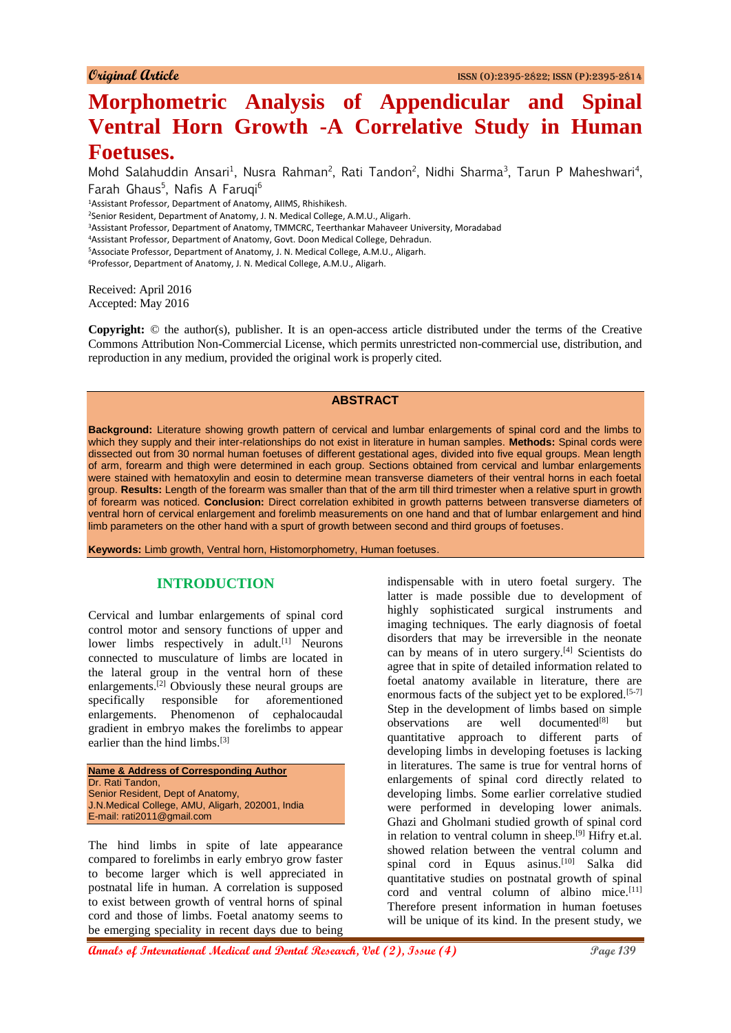Original Article

ISSN (O):2395-2822; ISSN (P):2395-2814

# Morphometric Analysis of Appendicular and Spinal Ventral Horn Growth -A Correlative Study in Human Foetuses.

Mohd Salahuddin Ansari[1], Nusra Rahman[2], Rati Tandon[2], Nidhi Sharma[3], Tarun P Maheshwari[4], Farah Ghaus[5], Nafis A Faruqi[6]

[1]Assistant Professor, Department of Anatomy, AIIMS, Rhishikesh.
[2]Senior Resident, Department of Anatomy, J. N. Medical College, A.M.U., Aligarh.
[3]Assistant Professor, Department of Anatomy, TMMCRC, Teerthankar Mahaveer University, Moradabad
[4]Assistant Professor, Department of Anatomy, Govt. Doon Medical College, Dehradun.
[5]Associate Professor, Department of Anatomy, J. N. Medical College, A.M.U., Aligarh.
[6]Professor, Department of Anatomy, J. N. Medical College, A.M.U., Aligarh.

Received: April 2016
Accepted: May 2016

**Copyright:** © the author(s), publisher. It is an open-access article distributed under the terms of the Creative Commons Attribution Non-Commercial License, which permits unrestricted non-commercial use, distribution, and reproduction in any medium, provided the original work is properly cited.

## ABSTRACT

**Background:** Literature showing growth pattern of cervical and lumbar enlargements of spinal cord and the limbs to which they supply and their inter-relationships do not exist in literature in human samples. **Methods:** Spinal cords were dissected out from 30 normal human foetuses of different gestational ages, divided into five equal groups. Mean length of arm, forearm and thigh were determined in each group. Sections obtained from cervical and lumbar enlargements were stained with hematoxylin and eosin to determine mean transverse diameters of their ventral horns in each foetal group. **Results:** Length of the forearm was smaller than that of the arm till third trimester when a relative spurt in growth of forearm was noticed. **Conclusion:** Direct correlation exhibited in growth patterns between transverse diameters of ventral horn of cervical enlargement and forelimb measurements on one hand and that of lumbar enlargement and hind limb parameters on the other hand with a spurt of growth between second and third groups of foetuses.

**Keywords:** Limb growth, Ventral horn, Histomorphometry, Human foetuses.

## INTRODUCTION

Cervical and lumbar enlargements of spinal cord control motor and sensory functions of upper and lower limbs respectively in adult.[1] Neurons connected to musculature of limbs are located in the lateral group in the ventral horn of these enlargements.[2] Obviously these neural groups are specifically responsible for aforementioned enlargements. Phenomenon of cephalocaudal gradient in embryo makes the forelimbs to appear earlier than the hind limbs.[3]

**Name & Address of Corresponding Author**
Dr. Rati Tandon,
Senior Resident, Dept of Anatomy,
J.N.Medical College, AMU, Aligarh, 202001, India
E-mail: rati2011@gmail.com

The hind limbs in spite of late appearance compared to forelimbs in early embryo grow faster to become larger which is well appreciated in postnatal life in human. A correlation is supposed to exist between growth of ventral horns of spinal cord and those of limbs. Foetal anatomy seems to be emerging speciality in recent days due to being indispensable with in utero foetal surgery. The latter is made possible due to development of highly sophisticated surgical instruments and imaging techniques. The early diagnosis of foetal disorders that may be irreversible in the neonate can by means of in utero surgery.[4] Scientists do agree that in spite of detailed information related to foetal anatomy available in literature, there are enormous facts of the subject yet to be explored.[5-7] Step in the development of limbs based on simple observations are well documented[8] but quantitative approach to different parts of developing limbs in developing foetuses is lacking in literatures. The same is true for ventral horns of enlargements of spinal cord directly related to developing limbs. Some earlier correlative studied were performed in developing lower animals. Ghazi and Gholmani studied growth of spinal cord in relation to ventral column in sheep.[9] Hifry et.al. showed relation between the ventral column and spinal cord in Equus asinus.[10] Salka did quantitative studies on postnatal growth of spinal cord and ventral column of albino mice.[11] Therefore present information in human foetuses will be unique of its kind. In the present study, we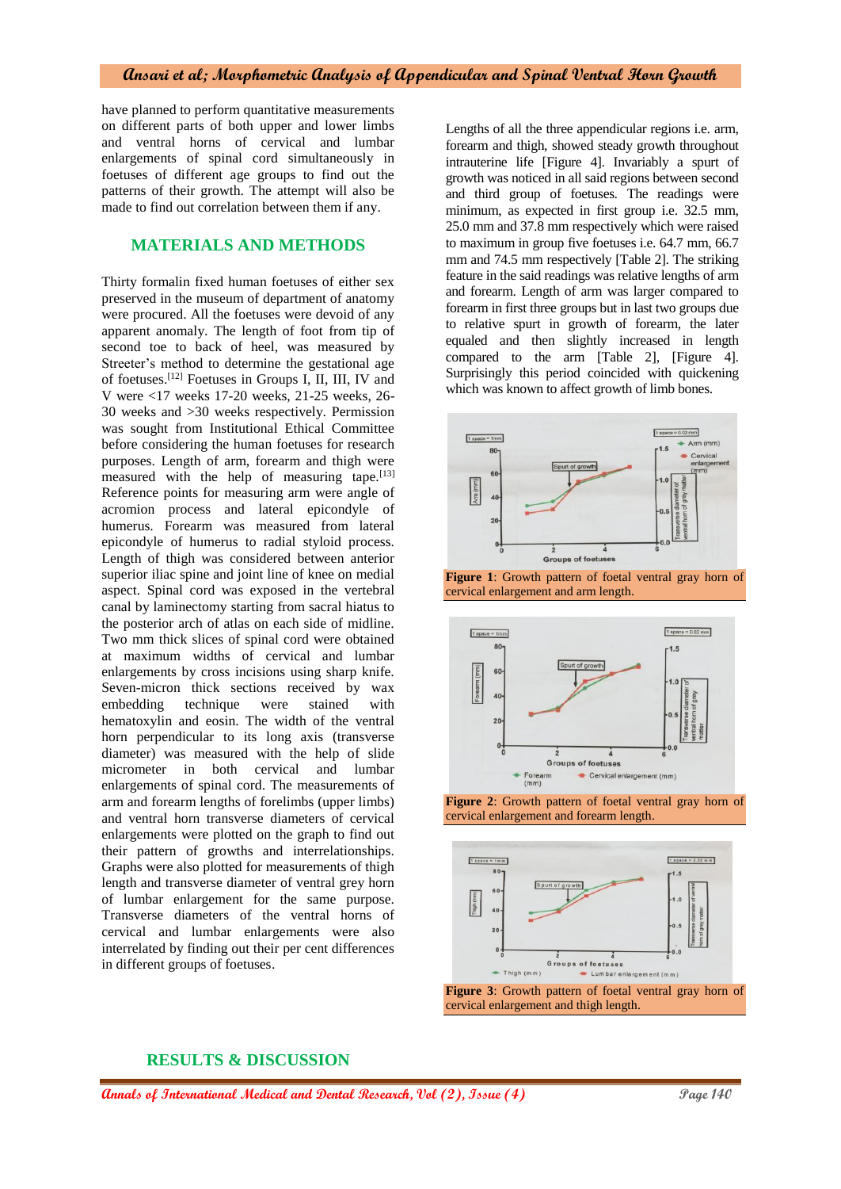have planned to perform quantitative measurements on different parts of both upper and lower limbs and ventral horns of cervical and lumbar enlargements of spinal cord simultaneously in foetuses of different age groups to find out the patterns of their growth. The attempt will also be made to find out correlation between them if any.

## MATERIALS AND METHODS

Thirty formalin fixed human foetuses of either sex preserved in the museum of department of anatomy were procured. All the foetuses were devoid of any apparent anomaly. The length of foot from tip of second toe to back of heel, was measured by Streeter's method to determine the gestational age of foetuses.[12] Foetuses in Groups I, II, III, IV and V were <17 weeks 17-20 weeks, 21-25 weeks, 26-30 weeks and >30 weeks respectively. Permission was sought from Institutional Ethical Committee before considering the human foetuses for research purposes. Length of arm, forearm and thigh were measured with the help of measuring tape.[13] Reference points for measuring arm were angle of acromion process and lateral epicondyle of humerus. Forearm was measured from lateral epicondyle of humerus to radial styloid process. Length of thigh was considered between anterior superior iliac spine and joint line of knee on medial aspect. Spinal cord was exposed in the vertebral canal by laminectomy starting from sacral hiatus to the posterior arch of atlas on each side of midline. Two mm thick slices of spinal cord were obtained at maximum widths of cervical and lumbar enlargements by cross incisions using sharp knife. Seven-micron thick sections received by wax embedding technique were stained with hematoxylin and eosin. The width of the ventral horn perpendicular to its long axis (transverse diameter) was measured with the help of slide micrometer in both cervical and lumbar enlargements of spinal cord. The measurements of arm and forearm lengths of forelimbs (upper limbs) and ventral horn transverse diameters of cervical enlargements were plotted on the graph to find out their pattern of growths and interrelationships. Graphs were also plotted for measurements of thigh length and transverse diameter of ventral grey horn of lumbar enlargement for the same purpose. Transverse diameters of the ventral horns of cervical and lumbar enlargements were also interrelated by finding out their per cent differences in different groups of foetuses.

## RESULTS & DISCUSSION

Lengths of all the three appendicular regions i.e. arm, forearm and thigh, showed steady growth throughout intrauterine life [Figure 4]. Invariably a spurt of growth was noticed in all said regions between second and third group of foetuses. The readings were minimum, as expected in first group i.e. 32.5 mm, 25.0 mm and 37.8 mm respectively which were raised to maximum in group five foetuses i.e. 64.7 mm, 66.7 mm and 74.5 mm respectively [Table 2]. The striking feature in the said readings was relative lengths of arm and forearm. Length of arm was larger compared to forearm in first three groups but in last two groups due to relative spurt in growth of forearm, the later equaled and then slightly increased in length compared to the arm [Table 2], [Figure 4]. Surprisingly this period coincided with quickening which was known to affect growth of limb bones.

**Figure 1**: Growth pattern of foetal ventral gray horn of cervical enlargement and arm length.

**Figure 2**: Growth pattern of foetal ventral gray horn of cervical enlargement and forearm length.

**Figure 3**: Growth pattern of foetal ventral gray horn of cervical enlargement and thigh length.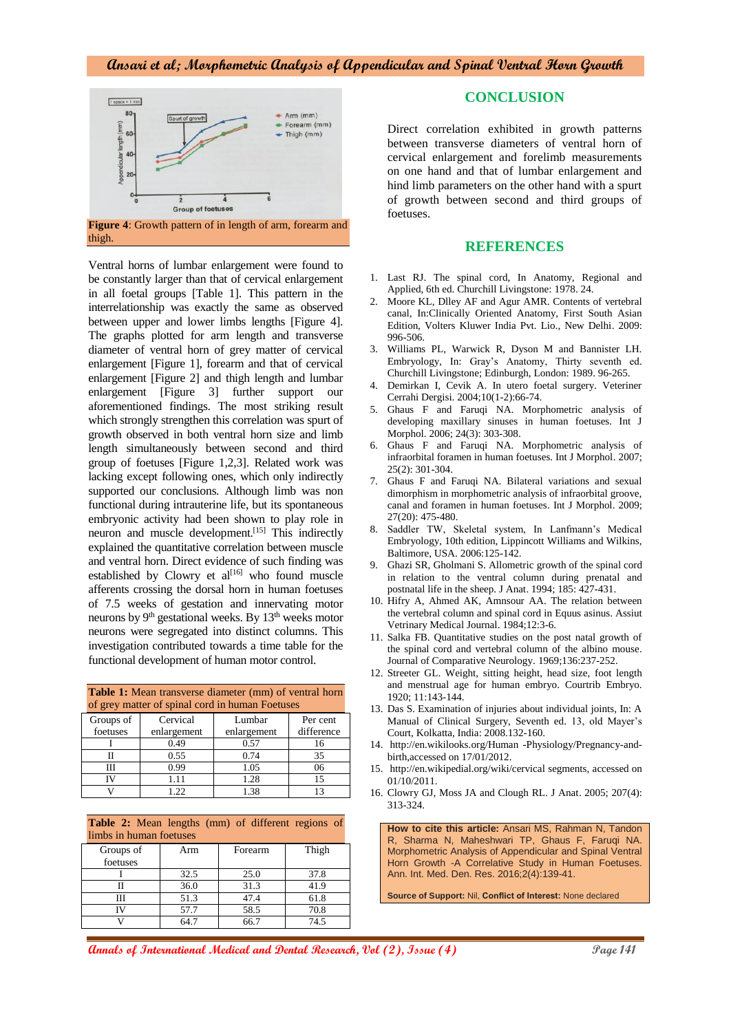1 space = 1 mm

80

60

40

20

0

Appendicular length (mm)

Spurt of growth

Arm (mm)

Forearm (mm)

Thigh (mm)

0 2 4 6

Group of foetuses

**Figure 4**: Growth pattern of in length of arm, forearm and thigh.

Ventral horns of lumbar enlargement were found to be constantly larger than that of cervical enlargement in all foetal groups [Table 1]. This pattern in the interrelationship was exactly the same as observed between upper and lower limbs lengths [Figure 4]. The graphs plotted for arm length and transverse diameter of ventral horn of grey matter of cervical enlargement [Figure 1], forearm and that of cervical enlargement [Figure 2] and thigh length and lumbar enlargement [Figure 3] further support our aforementioned findings. The most striking result which strongly strengthen this correlation was spurt of growth observed in both ventral horn size and limb length simultaneously between second and third group of foetuses [Figure 1,2,3]. Related work was lacking except following ones, which only indirectly supported our conclusions. Although limb was non functional during intrauterine life, but its spontaneous embryonic activity had been shown to play role in neuron and muscle development.[15] This indirectly explained the quantitative correlation between muscle and ventral horn. Direct evidence of such finding was established by Clowry et al[16] who found muscle afferents crossing the dorsal horn in human foetuses of 7.5 weeks of gestation and innervating motor neurons by 9th gestational weeks. By 13th weeks motor neurons were segregated into distinct columns. This investigation contributed towards a time table for the functional development of human motor control.

**Table 1:** Mean transverse diameter (mm) of ventral horn of grey matter of spinal cord in human Foetuses

| Groups of foetuses | Cervical enlargement | Lumbar enlargement | Per cent difference |
|---|---|---|---|
| I | 0.49 | 0.57 | 16 |
| II | 0.55 | 0.74 | 35 |
| III | 0.99 | 1.05 | 06 |
| IV | 1.11 | 1.28 | 15 |
| V | 1.22 | 1.38 | 13 |

**Table 2:** Mean lengths (mm) of different regions of limbs in human foetuses

| Groups of foetuses | Arm | Forearm | Thigh |
|---|---|---|---|
| I | 32.5 | 25.0 | 37.8 |
| II | 36.0 | 31.3 | 41.9 |
| III | 51.3 | 47.4 | 61.8 |
| IV | 57.7 | 58.5 | 70.8 |
| V | 64.7 | 66.7 | 74.5 |

## CONCLUSION

Direct correlation exhibited in growth patterns between transverse diameters of ventral horn of cervical enlargement and forelimb measurements on one hand and that of lumbar enlargement and hind limb parameters on the other hand with a spurt of growth between second and third groups of foetuses.

## REFERENCES

1. Last RJ. The spinal cord, In Anatomy, Regional and Applied, 6th ed. Churchill Livingstone: 1978. 24.
2. Moore KL, Dlley AF and Agur AMR. Contents of vertebral canal, In:Clinically Oriented Anatomy, First South Asian Edition, Volters Kluwer India Pvt. Lio., New Delhi. 2009: 996-506.
3. Williams PL, Warwick R, Dyson M and Bannister LH. Embryology, In: Gray's Anatomy, Thirty seventh ed. Churchill Livingstone; Edinburgh, London: 1989. 96-265.
4. Demirkan I, Cevik A. In utero foetal surgery. Veteriner Cerrahi Dergisi. 2004;10(1-2):66-74.
5. Ghaus F and Faruqi NA. Morphometric analysis of developing maxillary sinuses in human foetuses. Int J Morphol. 2006; 24(3): 303-308.
6. Ghaus F and Faruqi NA. Morphometric analysis of infraorbital foramen in human foetuses. Int J Morphol. 2007; 25(2): 301-304.
7. Ghaus F and Faruqi NA. Bilateral variations and sexual dimorphism in morphometric analysis of infraorbital groove, canal and foramen in human foetuses. Int J Morphol. 2009; 27(20): 475-480.
8. Saddler TW, Skeletal system, In Lanfmann's Medical Embryology, 10th edition, Lippincott Williams and Wilkins, Baltimore, USA. 2006:125-142.
9. Ghazi SR, Gholmani S. Allometric growth of the spinal cord in relation to the ventral column during prenatal and postnatal life in the sheep. J Anat. 1994; 185: 427-431.
10. Hifry A, Ahmed AK, Amnsour AA. The relation between the vertebral column and spinal cord in Equus asinus. Assiut Vetrinary Medical Journal. 1984;12:3-6.
11. Salka FB. Quantitative studies on the post natal growth of the spinal cord and vertebral column of the albino mouse. Journal of Comparative Neurology. 1969;136:237-252.
12. Streeter GL. Weight, sitting height, head size, foot length and menstrual age for human embryo. Courtrib Embryo. 1920; 11:143-144.
13. Das S. Examination of injuries about individual joints, In: A Manual of Clinical Surgery, Seventh ed. 13, old Mayer's Court, Kolkatta, India: 2008.132-160.
14. http://en.wikilooks.org/Human -Physiology/Pregnancy-and-birth,accessed on 17/01/2012.
15. http://en.wikipedial.org/wiki/cervical segments, accessed on 01/10/2011.
16. Clowry GJ, Moss JA and Clough RL. J Anat. 2005; 207(4): 313-324.

**How to cite this article:** Ansari MS, Rahman N, Tandon R, Sharma N, Maheshwari TP, Ghaus F, Faruqi NA. Morphometric Analysis of Appendicular and Spinal Ventral Horn Growth -A Correlative Study in Human Foetuses. Ann. Int. Med. Den. Res. 2016;2(4):139-41.

**Source of Support:** Nil, **Conflict of Interest:** None declared